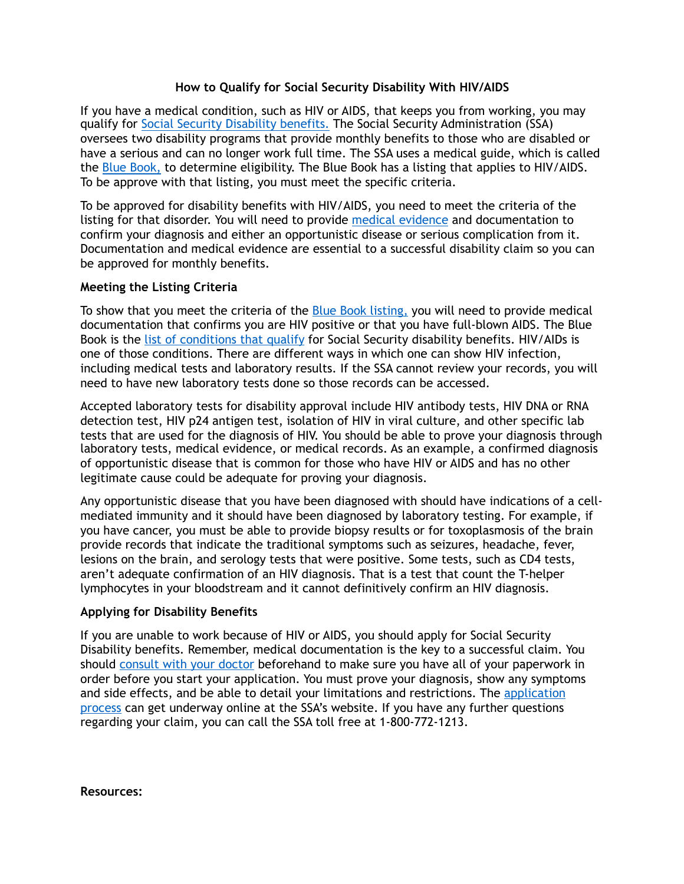# How to Qualify for Social Security Disability With HIV/AIDS

If you have a medical condition, such as HIV or AIDS, that keeps you from working, you may qualify for Social Security Disability benefits. The Social Security Administration (SSA) oversees two disability programs that provide monthly benefits to those who are disabled or have a serious and can no longer work full time. The SSA uses a medical guide, which is called the Blue Book, to determine eligibility. The Blue Book has a listing that applies to HIV/AIDS. To be approve with that listing, you must meet the specific criteria.

To be approved for disability benefits with HIV/AIDS, you need to meet the criteria of the listing for that disorder. You will need to provide medical evidence and documentation to confirm your diagnosis and either an opportunistic disease or serious complication from it. Documentation and medical evidence are essential to a successful disability claim so you can be approved for monthly benefits.

## Meeting the Listing Criteria

To show that you meet the criteria of the Blue Book listing, you will need to provide medical documentation that confirms you are HIV positive or that you have full-blown AIDS. The Blue Book is the list of conditions that qualify for Social Security disability benefits. HIV/AIDs is one of those conditions. There are different ways in which one can show HIV infection, including medical tests and laboratory results. If the SSA cannot review your records, you will need to have new laboratory tests done so those records can be accessed.

Accepted laboratory tests for disability approval include HIV antibody tests, HIV DNA or RNA detection test, HIV p24 antigen test, isolation of HIV in viral culture, and other specific lab tests that are used for the diagnosis of HIV. You should be able to prove your diagnosis through laboratory tests, medical evidence, or medical records. As an example, a confirmed diagnosis of opportunistic disease that is common for those who have HIV or AIDS and has no other legitimate cause could be adequate for proving your diagnosis.

Any opportunistic disease that you have been diagnosed with should have indications of a cell-mediated immunity and it should have been diagnosed by laboratory testing. For example, if you have cancer, you must be able to provide biopsy results or for toxoplasmosis of the brain provide records that indicate the traditional symptoms such as seizures, headache, fever, lesions on the brain, and serology tests that were positive. Some tests, such as CD4 tests, aren't adequate confirmation of an HIV diagnosis. That is a test that count the T-helper lymphocytes in your bloodstream and it cannot definitively confirm an HIV diagnosis.

## Applying for Disability Benefits

If you are unable to work because of HIV or AIDS, you should apply for Social Security Disability benefits. Remember, medical documentation is the key to a successful claim. You should consult with your doctor beforehand to make sure you have all of your paperwork in order before you start your application. You must prove your diagnosis, show any symptoms and side effects, and be able to detail your limitations and restrictions. The application process can get underway online at the SSA's website. If you have any further questions regarding your claim, you can call the SSA toll free at 1-800-772-1213.

**Resources:**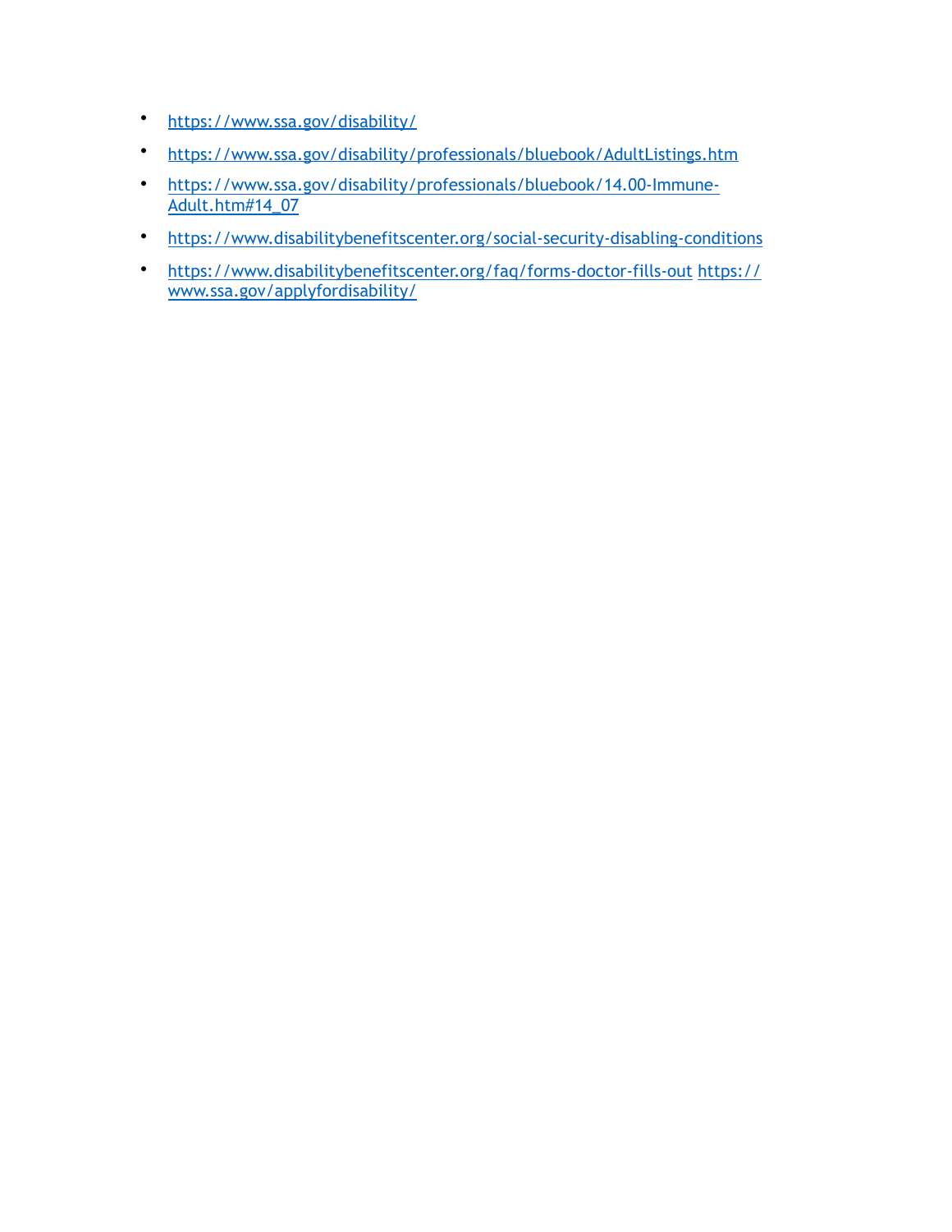- https://www.ssa.gov/disability/
- https://www.ssa.gov/disability/professionals/bluebook/AdultListings.htm
- https://www.ssa.gov/disability/professionals/bluebook/14.00-Immune-Adult.htm#14_07
- https://www.disabilitybenefitscenter.org/social-security-disabling-conditions
- https://www.disabilitybenefitscenter.org/faq/forms-doctor-fills-out https://www.ssa.gov/applyfordisability/